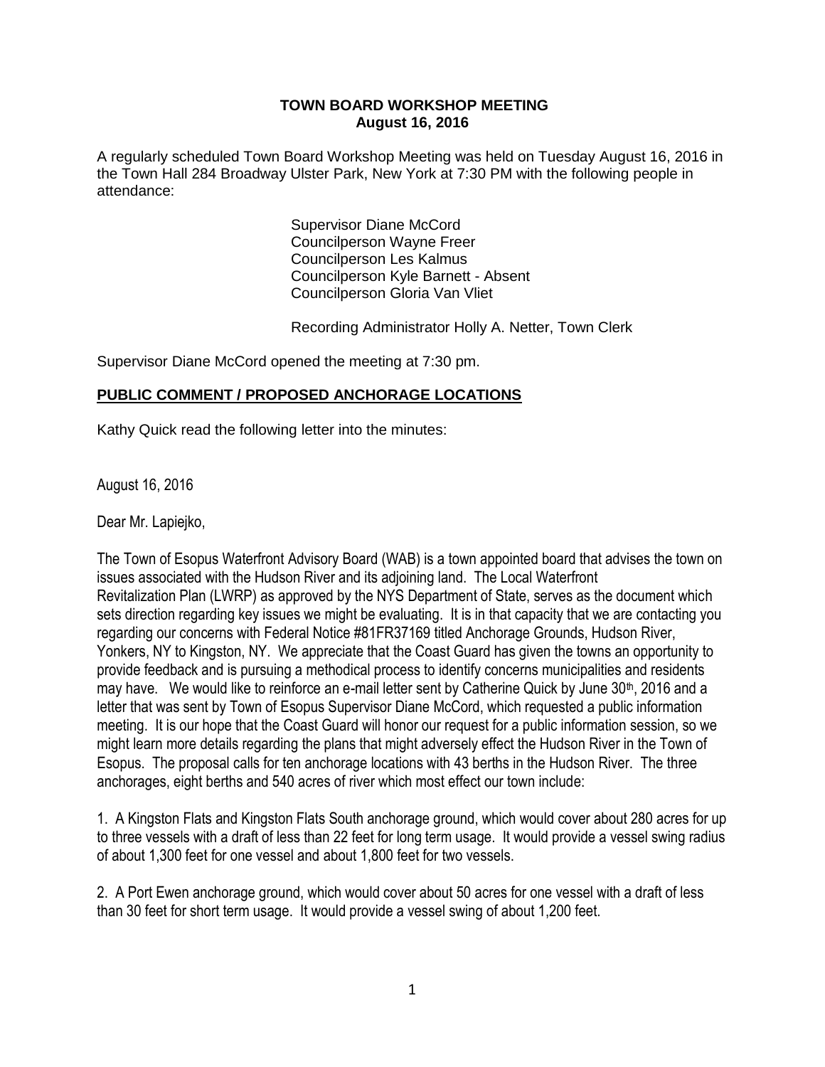# TOWN BOARD WORKSHOP MEETING
## August 16, 2016

A regularly scheduled Town Board Workshop Meeting was held on Tuesday August 16, 2016 in the Town Hall 284 Broadway Ulster Park, New York at 7:30 PM with the following people in attendance:

Supervisor Diane McCord
Councilperson Wayne Freer
Councilperson Les Kalmus
Councilperson Kyle Barnett - Absent
Councilperson Gloria Van Vliet

Recording Administrator Holly A. Netter, Town Clerk

Supervisor Diane McCord opened the meeting at 7:30 pm.

**PUBLIC COMMENT / PROPOSED ANCHORAGE LOCATIONS**

Kathy Quick read the following letter into the minutes:

August 16, 2016

Dear Mr. Lapiejko,

The Town of Esopus Waterfront Advisory Board (WAB) is a town appointed board that advises the town on issues associated with the Hudson River and its adjoining land. The Local Waterfront Revitalization Plan (LWRP) as approved by the NYS Department of State, serves as the document which sets direction regarding key issues we might be evaluating. It is in that capacity that we are contacting you regarding our concerns with Federal Notice #81FR37169 titled Anchorage Grounds, Hudson River, Yonkers, NY to Kingston, NY. We appreciate that the Coast Guard has given the towns an opportunity to provide feedback and is pursuing a methodical process to identify concerns municipalities and residents may have. We would like to reinforce an e-mail letter sent by Catherine Quick by June 30th, 2016 and a letter that was sent by Town of Esopus Supervisor Diane McCord, which requested a public information meeting. It is our hope that the Coast Guard will honor our request for a public information session, so we might learn more details regarding the plans that might adversely effect the Hudson River in the Town of Esopus. The proposal calls for ten anchorage locations with 43 berths in the Hudson River. The three anchorages, eight berths and 540 acres of river which most effect our town include:

1. A Kingston Flats and Kingston Flats South anchorage ground, which would cover about 280 acres for up to three vessels with a draft of less than 22 feet for long term usage. It would provide a vessel swing radius of about 1,300 feet for one vessel and about 1,800 feet for two vessels.

2. A Port Ewen anchorage ground, which would cover about 50 acres for one vessel with a draft of less than 30 feet for short term usage. It would provide a vessel swing of about 1,200 feet.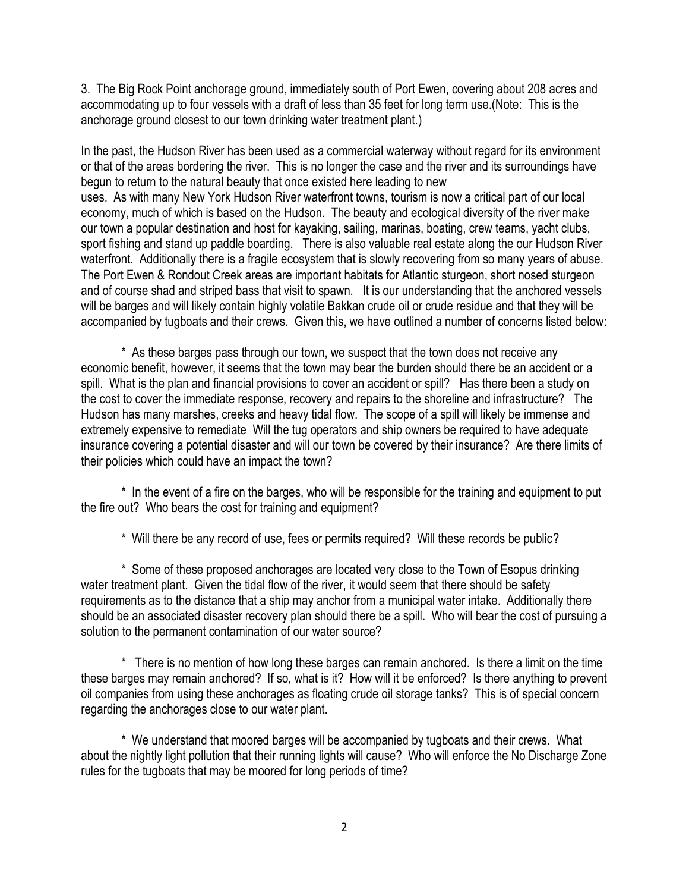3. The Big Rock Point anchorage ground, immediately south of Port Ewen, covering about 208 acres and accommodating up to four vessels with a draft of less than 35 feet for long term use.(Note: This is the anchorage ground closest to our town drinking water treatment plant.)

In the past, the Hudson River has been used as a commercial waterway without regard for its environment or that of the areas bordering the river. This is no longer the case and the river and its surroundings have begun to return to the natural beauty that once existed here leading to new uses. As with many New York Hudson River waterfront towns, tourism is now a critical part of our local economy, much of which is based on the Hudson. The beauty and ecological diversity of the river make our town a popular destination and host for kayaking, sailing, marinas, boating, crew teams, yacht clubs, sport fishing and stand up paddle boarding. There is also valuable real estate along the our Hudson River waterfront. Additionally there is a fragile ecosystem that is slowly recovering from so many years of abuse. The Port Ewen & Rondout Creek areas are important habitats for Atlantic sturgeon, short nosed sturgeon and of course shad and striped bass that visit to spawn. It is our understanding that the anchored vessels will be barges and will likely contain highly volatile Bakkan crude oil or crude residue and that they will be accompanied by tugboats and their crews. Given this, we have outlined a number of concerns listed below:

* As these barges pass through our town, we suspect that the town does not receive any economic benefit, however, it seems that the town may bear the burden should there be an accident or a spill. What is the plan and financial provisions to cover an accident or spill? Has there been a study on the cost to cover the immediate response, recovery and repairs to the shoreline and infrastructure? The Hudson has many marshes, creeks and heavy tidal flow. The scope of a spill will likely be immense and extremely expensive to remediate Will the tug operators and ship owners be required to have adequate insurance covering a potential disaster and will our town be covered by their insurance? Are there limits of their policies which could have an impact the town?

* In the event of a fire on the barges, who will be responsible for the training and equipment to put the fire out? Who bears the cost for training and equipment?

* Will there be any record of use, fees or permits required? Will these records be public?

* Some of these proposed anchorages are located very close to the Town of Esopus drinking water treatment plant. Given the tidal flow of the river, it would seem that there should be safety requirements as to the distance that a ship may anchor from a municipal water intake. Additionally there should be an associated disaster recovery plan should there be a spill. Who will bear the cost of pursuing a solution to the permanent contamination of our water source?

* There is no mention of how long these barges can remain anchored. Is there a limit on the time these barges may remain anchored? If so, what is it? How will it be enforced? Is there anything to prevent oil companies from using these anchorages as floating crude oil storage tanks? This is of special concern regarding the anchorages close to our water plant.

* We understand that moored barges will be accompanied by tugboats and their crews. What about the nightly light pollution that their running lights will cause? Who will enforce the No Discharge Zone rules for the tugboats that may be moored for long periods of time?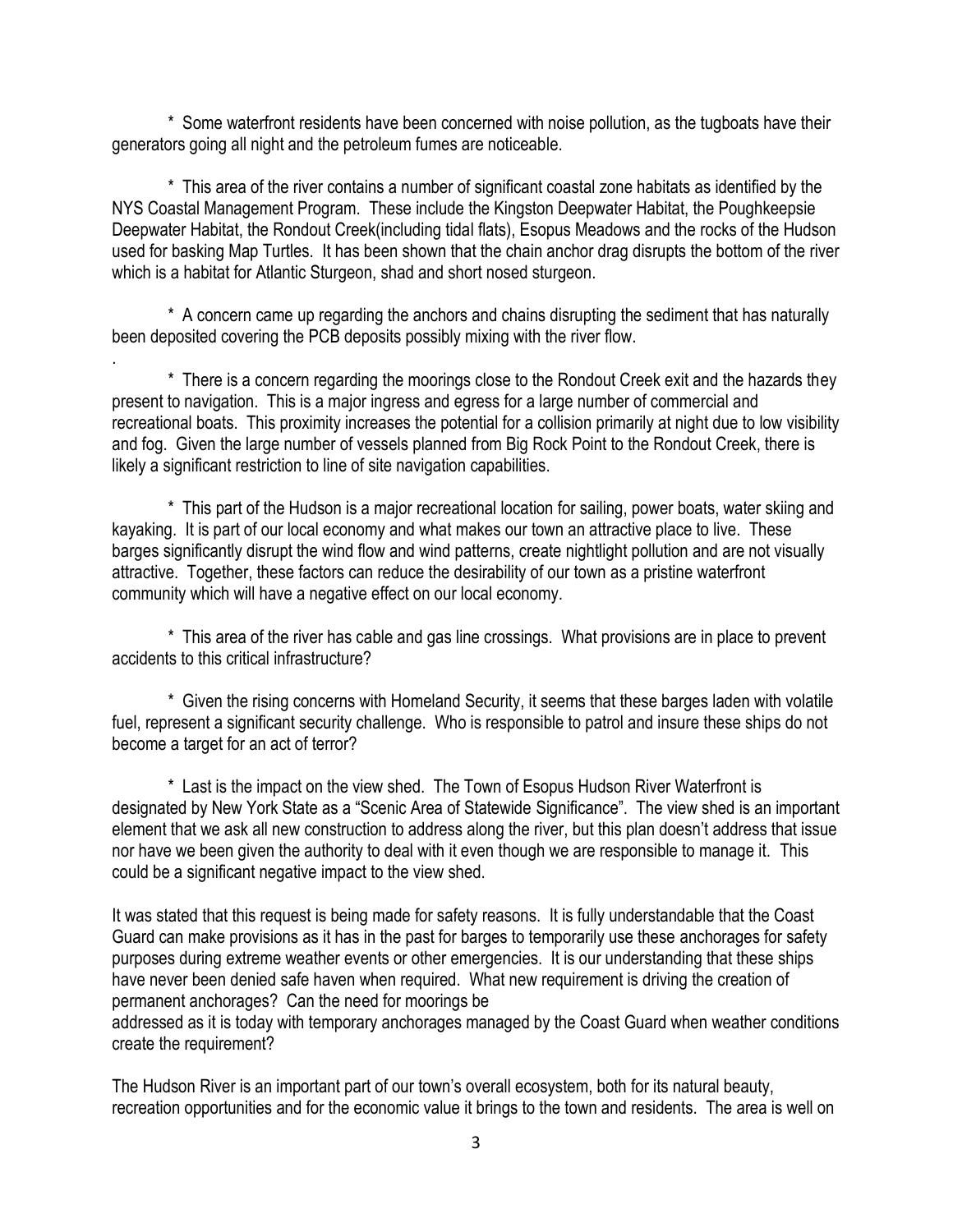\* Some waterfront residents have been concerned with noise pollution, as the tugboats have their generators going all night and the petroleum fumes are noticeable.

\* This area of the river contains a number of significant coastal zone habitats as identified by the NYS Coastal Management Program. These include the Kingston Deepwater Habitat, the Poughkeepsie Deepwater Habitat, the Rondout Creek(including tidal flats), Esopus Meadows and the rocks of the Hudson used for basking Map Turtles. It has been shown that the chain anchor drag disrupts the bottom of the river which is a habitat for Atlantic Sturgeon, shad and short nosed sturgeon.

\* A concern came up regarding the anchors and chains disrupting the sediment that has naturally been deposited covering the PCB deposits possibly mixing with the river flow.

.

\* There is a concern regarding the moorings close to the Rondout Creek exit and the hazards they present to navigation. This is a major ingress and egress for a large number of commercial and recreational boats. This proximity increases the potential for a collision primarily at night due to low visibility and fog. Given the large number of vessels planned from Big Rock Point to the Rondout Creek, there is likely a significant restriction to line of site navigation capabilities.

\* This part of the Hudson is a major recreational location for sailing, power boats, water skiing and kayaking. It is part of our local economy and what makes our town an attractive place to live. These barges significantly disrupt the wind flow and wind patterns, create nightlight pollution and are not visually attractive. Together, these factors can reduce the desirability of our town as a pristine waterfront community which will have a negative effect on our local economy.

\* This area of the river has cable and gas line crossings. What provisions are in place to prevent accidents to this critical infrastructure?

\* Given the rising concerns with Homeland Security, it seems that these barges laden with volatile fuel, represent a significant security challenge. Who is responsible to patrol and insure these ships do not become a target for an act of terror?

\* Last is the impact on the view shed. The Town of Esopus Hudson River Waterfront is designated by New York State as a "Scenic Area of Statewide Significance". The view shed is an important element that we ask all new construction to address along the river, but this plan doesn't address that issue nor have we been given the authority to deal with it even though we are responsible to manage it. This could be a significant negative impact to the view shed.

It was stated that this request is being made for safety reasons. It is fully understandable that the Coast Guard can make provisions as it has in the past for barges to temporarily use these anchorages for safety purposes during extreme weather events or other emergencies. It is our understanding that these ships have never been denied safe haven when required. What new requirement is driving the creation of permanent anchorages? Can the need for moorings be addressed as it is today with temporary anchorages managed by the Coast Guard when weather conditions create the requirement?

The Hudson River is an important part of our town's overall ecosystem, both for its natural beauty, recreation opportunities and for the economic value it brings to the town and residents. The area is well on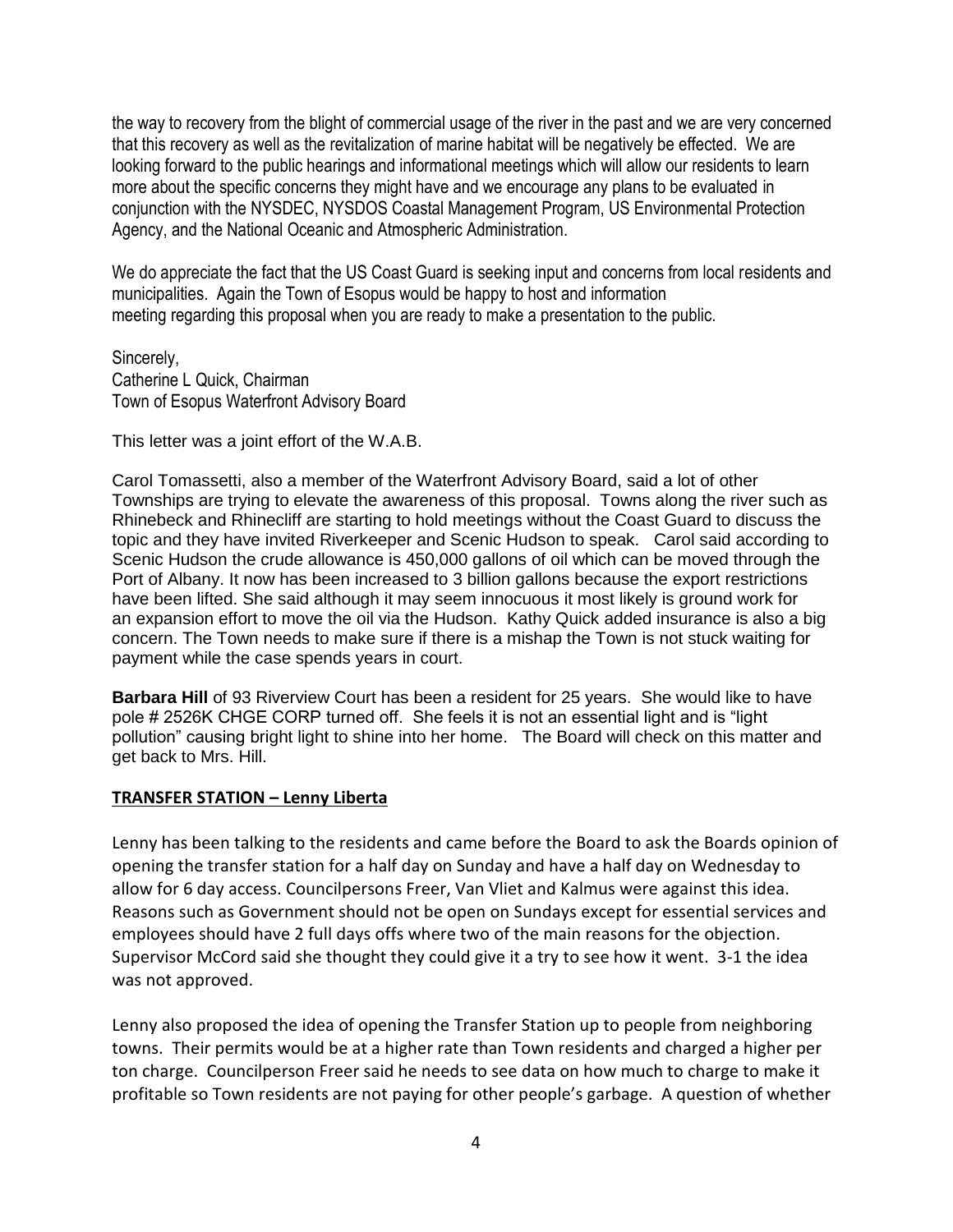the way to recovery from the blight of commercial usage of the river in the past and we are very concerned that this recovery as well as the revitalization of marine habitat will be negatively be effected. We are looking forward to the public hearings and informational meetings which will allow our residents to learn more about the specific concerns they might have and we encourage any plans to be evaluated in conjunction with the NYSDEC, NYSDOS Coastal Management Program, US Environmental Protection Agency, and the National Oceanic and Atmospheric Administration.

We do appreciate the fact that the US Coast Guard is seeking input and concerns from local residents and municipalities. Again the Town of Esopus would be happy to host and information meeting regarding this proposal when you are ready to make a presentation to the public.

Sincerely,
Catherine L Quick, Chairman
Town of Esopus Waterfront Advisory Board

This letter was a joint effort of the W.A.B.

Carol Tomassetti, also a member of the Waterfront Advisory Board, said a lot of other Townships are trying to elevate the awareness of this proposal. Towns along the river such as Rhinebeck and Rhinecliff are starting to hold meetings without the Coast Guard to discuss the topic and they have invited Riverkeeper and Scenic Hudson to speak. Carol said according to Scenic Hudson the crude allowance is 450,000 gallons of oil which can be moved through the Port of Albany. It now has been increased to 3 billion gallons because the export restrictions have been lifted. She said although it may seem innocuous it most likely is ground work for an expansion effort to move the oil via the Hudson. Kathy Quick added insurance is also a big concern. The Town needs to make sure if there is a mishap the Town is not stuck waiting for payment while the case spends years in court.

**Barbara Hill** of 93 Riverview Court has been a resident for 25 years. She would like to have pole # 2526K CHGE CORP turned off. She feels it is not an essential light and is "light pollution" causing bright light to shine into her home. The Board will check on this matter and get back to Mrs. Hill.

**TRANSFER STATION – Lenny Liberta**

Lenny has been talking to the residents and came before the Board to ask the Boards opinion of opening the transfer station for a half day on Sunday and have a half day on Wednesday to allow for 6 day access. Councilpersons Freer, Van Vliet and Kalmus were against this idea. Reasons such as Government should not be open on Sundays except for essential services and employees should have 2 full days offs where two of the main reasons for the objection. Supervisor McCord said she thought they could give it a try to see how it went. 3-1 the idea was not approved.

Lenny also proposed the idea of opening the Transfer Station up to people from neighboring towns. Their permits would be at a higher rate than Town residents and charged a higher per ton charge. Councilperson Freer said he needs to see data on how much to charge to make it profitable so Town residents are not paying for other people's garbage. A question of whether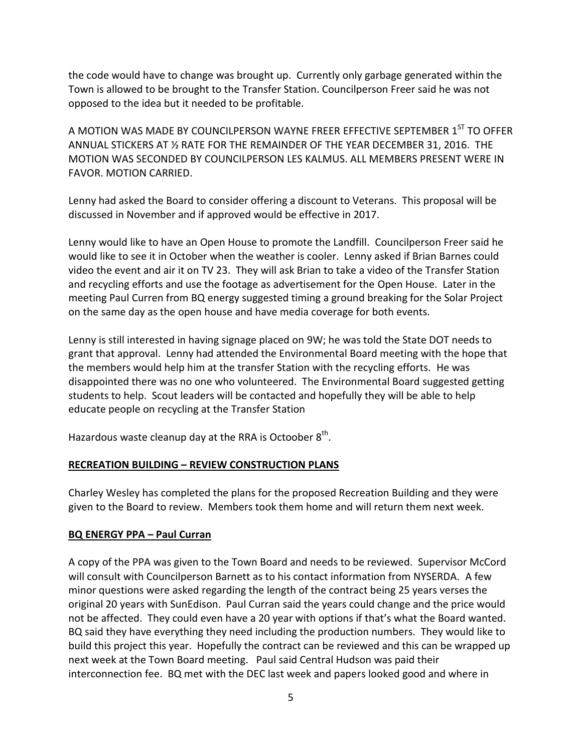the code would have to change was brought up. Currently only garbage generated within the Town is allowed to be brought to the Transfer Station. Councilperson Freer said he was not opposed to the idea but it needed to be profitable.

A MOTION WAS MADE BY COUNCILPERSON WAYNE FREER EFFECTIVE SEPTEMBER 1ST TO OFFER ANNUAL STICKERS AT ½ RATE FOR THE REMAINDER OF THE YEAR DECEMBER 31, 2016. THE MOTION WAS SECONDED BY COUNCILPERSON LES KALMUS. ALL MEMBERS PRESENT WERE IN FAVOR. MOTION CARRIED.

Lenny had asked the Board to consider offering a discount to Veterans. This proposal will be discussed in November and if approved would be effective in 2017.

Lenny would like to have an Open House to promote the Landfill. Councilperson Freer said he would like to see it in October when the weather is cooler. Lenny asked if Brian Barnes could video the event and air it on TV 23. They will ask Brian to take a video of the Transfer Station and recycling efforts and use the footage as advertisement for the Open House. Later in the meeting Paul Curren from BQ energy suggested timing a ground breaking for the Solar Project on the same day as the open house and have media coverage for both events.

Lenny is still interested in having signage placed on 9W; he was told the State DOT needs to grant that approval. Lenny had attended the Environmental Board meeting with the hope that the members would help him at the transfer Station with the recycling efforts. He was disappointed there was no one who volunteered. The Environmental Board suggested getting students to help. Scout leaders will be contacted and hopefully they will be able to help educate people on recycling at the Transfer Station

Hazardous waste cleanup day at the RRA is Octoober 8th.

**RECREATION BUILDING – REVIEW CONSTRUCTION PLANS**

Charley Wesley has completed the plans for the proposed Recreation Building and they were given to the Board to review. Members took them home and will return them next week.

**BQ ENERGY PPA – Paul Curran**

A copy of the PPA was given to the Town Board and needs to be reviewed. Supervisor McCord will consult with Councilperson Barnett as to his contact information from NYSERDA. A few minor questions were asked regarding the length of the contract being 25 years verses the original 20 years with SunEdison. Paul Curran said the years could change and the price would not be affected. They could even have a 20 year with options if that's what the Board wanted. BQ said they have everything they need including the production numbers. They would like to build this project this year. Hopefully the contract can be reviewed and this can be wrapped up next week at the Town Board meeting. Paul said Central Hudson was paid their interconnection fee. BQ met with the DEC last week and papers looked good and where in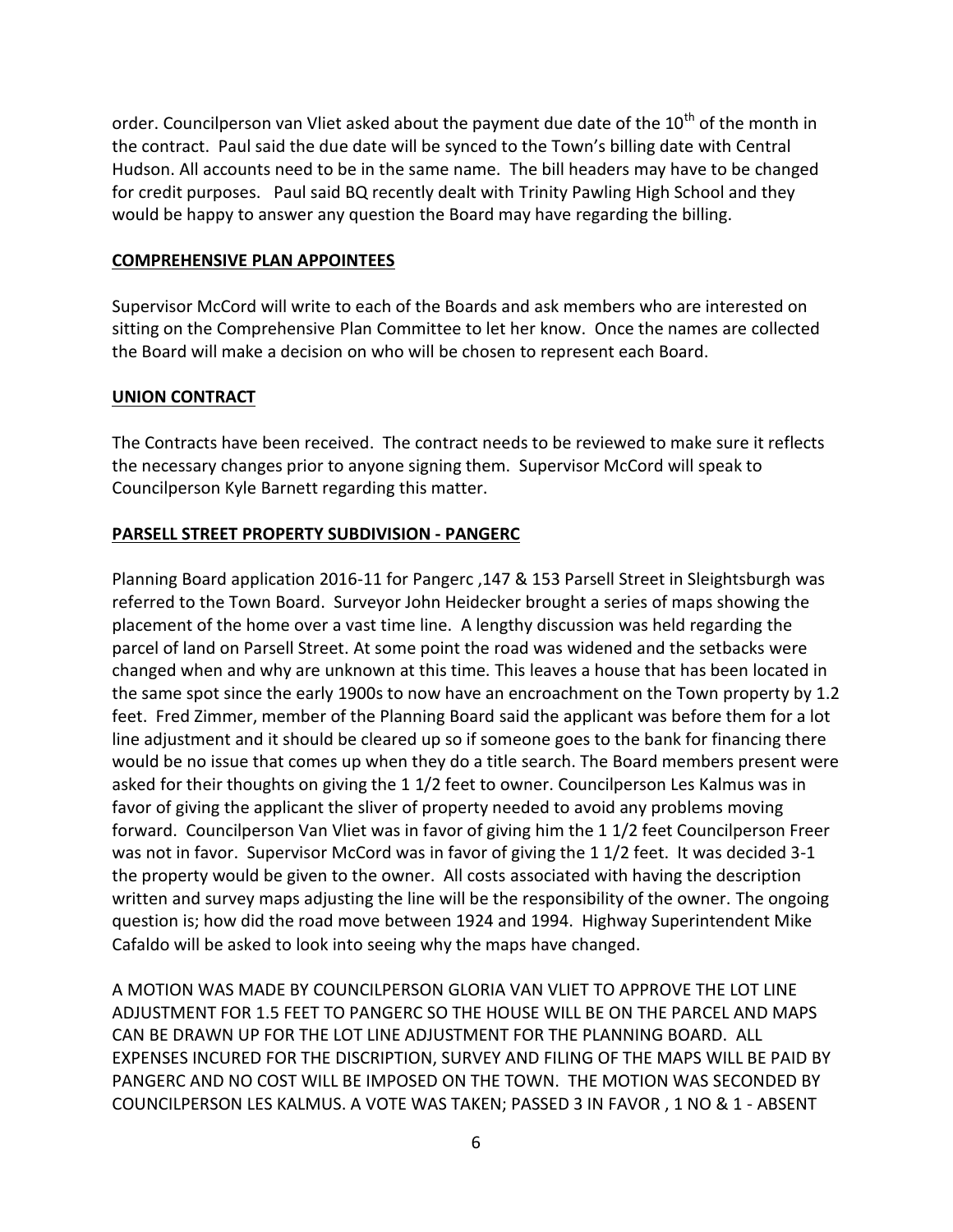order. Councilperson van Vliet asked about the payment due date of the 10th of the month in the contract. Paul said the due date will be synced to the Town's billing date with Central Hudson. All accounts need to be in the same name. The bill headers may have to be changed for credit purposes. Paul said BQ recently dealt with Trinity Pawling High School and they would be happy to answer any question the Board may have regarding the billing.

## COMPREHENSIVE PLAN APPOINTEES

Supervisor McCord will write to each of the Boards and ask members who are interested on sitting on the Comprehensive Plan Committee to let her know. Once the names are collected the Board will make a decision on who will be chosen to represent each Board.

## UNION CONTRACT

The Contracts have been received. The contract needs to be reviewed to make sure it reflects the necessary changes prior to anyone signing them. Supervisor McCord will speak to Councilperson Kyle Barnett regarding this matter.

## PARSELL STREET PROPERTY SUBDIVISION - PANGERC

Planning Board application 2016-11 for Pangerc ,147 & 153 Parsell Street in Sleightsburgh was referred to the Town Board. Surveyor John Heidecker brought a series of maps showing the placement of the home over a vast time line. A lengthy discussion was held regarding the parcel of land on Parsell Street. At some point the road was widened and the setbacks were changed when and why are unknown at this time. This leaves a house that has been located in the same spot since the early 1900s to now have an encroachment on the Town property by 1.2 feet. Fred Zimmer, member of the Planning Board said the applicant was before them for a lot line adjustment and it should be cleared up so if someone goes to the bank for financing there would be no issue that comes up when they do a title search. The Board members present were asked for their thoughts on giving the 1 1/2 feet to owner. Councilperson Les Kalmus was in favor of giving the applicant the sliver of property needed to avoid any problems moving forward. Councilperson Van Vliet was in favor of giving him the 1 1/2 feet Councilperson Freer was not in favor. Supervisor McCord was in favor of giving the 1 1/2 feet. It was decided 3-1 the property would be given to the owner. All costs associated with having the description written and survey maps adjusting the line will be the responsibility of the owner. The ongoing question is; how did the road move between 1924 and 1994. Highway Superintendent Mike Cafaldo will be asked to look into seeing why the maps have changed.

A MOTION WAS MADE BY COUNCILPERSON GLORIA VAN VLIET TO APPROVE THE LOT LINE ADJUSTMENT FOR 1.5 FEET TO PANGERC SO THE HOUSE WILL BE ON THE PARCEL AND MAPS CAN BE DRAWN UP FOR THE LOT LINE ADJUSTMENT FOR THE PLANNING BOARD. ALL EXPENSES INCURED FOR THE DISCRIPTION, SURVEY AND FILING OF THE MAPS WILL BE PAID BY PANGERC AND NO COST WILL BE IMPOSED ON THE TOWN. THE MOTION WAS SECONDED BY COUNCILPERSON LES KALMUS. A VOTE WAS TAKEN; PASSED 3 IN FAVOR , 1 NO & 1 - ABSENT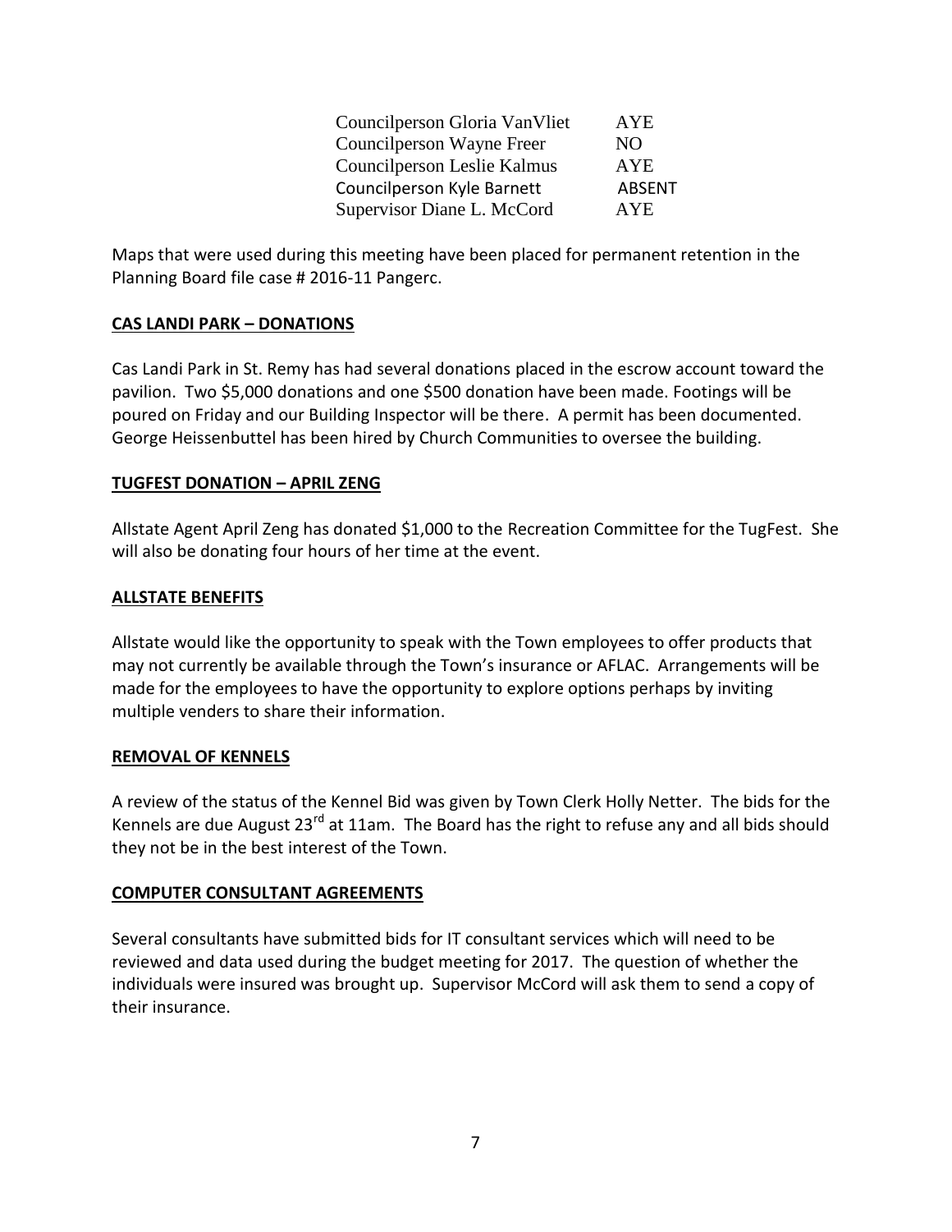| | |
|---|---|
| Councilperson Gloria VanVliet | AYE |
| Councilperson Wayne Freer | NO |
| Councilperson Leslie Kalmus | AYE |
| Councilperson Kyle Barnett | ABSENT |
| Supervisor Diane L. McCord | AYE |

Maps that were used during this meeting have been placed for permanent retention in the Planning Board file case # 2016-11 Pangerc.

**CAS LANDI PARK – DONATIONS**

Cas Landi Park in St. Remy has had several donations placed in the escrow account toward the pavilion. Two $5,000 donations and one $500 donation have been made. Footings will be poured on Friday and our Building Inspector will be there. A permit has been documented. George Heissenbuttel has been hired by Church Communities to oversee the building.

**TUGFEST DONATION – APRIL ZENG**

Allstate Agent April Zeng has donated $1,000 to the Recreation Committee for the TugFest. She will also be donating four hours of her time at the event.

**ALLSTATE BENEFITS**

Allstate would like the opportunity to speak with the Town employees to offer products that may not currently be available through the Town's insurance or AFLAC. Arrangements will be made for the employees to have the opportunity to explore options perhaps by inviting multiple venders to share their information.

**REMOVAL OF KENNELS**

A review of the status of the Kennel Bid was given by Town Clerk Holly Netter. The bids for the Kennels are due August 23rd at 11am. The Board has the right to refuse any and all bids should they not be in the best interest of the Town.

**COMPUTER CONSULTANT AGREEMENTS**

Several consultants have submitted bids for IT consultant services which will need to be reviewed and data used during the budget meeting for 2017. The question of whether the individuals were insured was brought up. Supervisor McCord will ask them to send a copy of their insurance.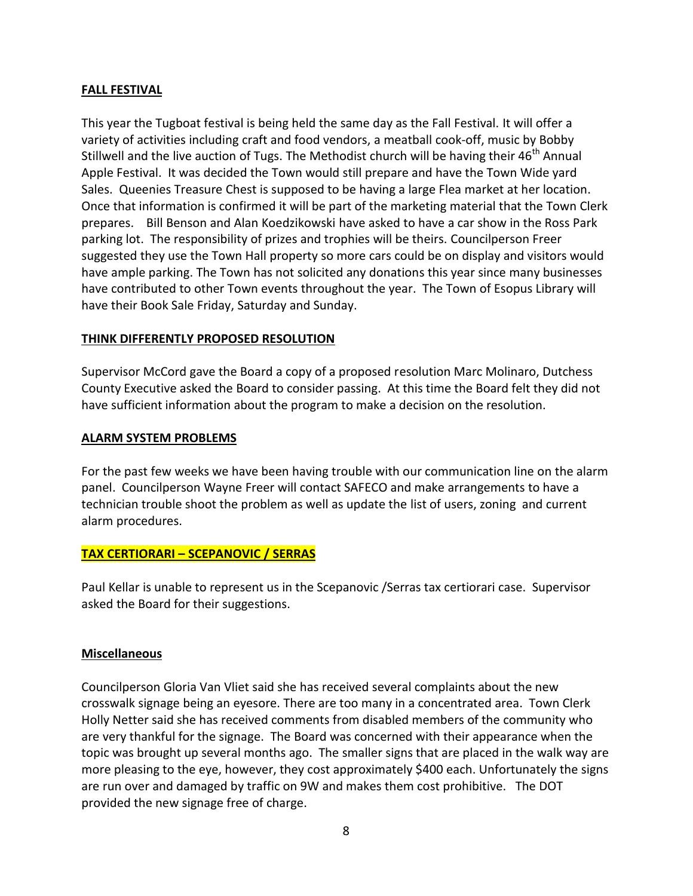**FALL FESTIVAL**

This year the Tugboat festival is being held the same day as the Fall Festival. It will offer a variety of activities including craft and food vendors, a meatball cook-off, music by Bobby Stillwell and the live auction of Tugs. The Methodist church will be having their 46th Annual Apple Festival. It was decided the Town would still prepare and have the Town Wide yard Sales. Queenies Treasure Chest is supposed to be having a large Flea market at her location. Once that information is confirmed it will be part of the marketing material that the Town Clerk prepares. Bill Benson and Alan Koedzikowski have asked to have a car show in the Ross Park parking lot. The responsibility of prizes and trophies will be theirs. Councilperson Freer suggested they use the Town Hall property so more cars could be on display and visitors would have ample parking. The Town has not solicited any donations this year since many businesses have contributed to other Town events throughout the year. The Town of Esopus Library will have their Book Sale Friday, Saturday and Sunday.

**THINK DIFFERENTLY PROPOSED RESOLUTION**

Supervisor McCord gave the Board a copy of a proposed resolution Marc Molinaro, Dutchess County Executive asked the Board to consider passing. At this time the Board felt they did not have sufficient information about the program to make a decision on the resolution.

**ALARM SYSTEM PROBLEMS**

For the past few weeks we have been having trouble with our communication line on the alarm panel. Councilperson Wayne Freer will contact SAFECO and make arrangements to have a technician trouble shoot the problem as well as update the list of users, zoning and current alarm procedures.

**TAX CERTIORARI – SCEPANOVIC / SERRAS**

Paul Kellar is unable to represent us in the Scepanovic /Serras tax certiorari case. Supervisor asked the Board for their suggestions.

**Miscellaneous**

Councilperson Gloria Van Vliet said she has received several complaints about the new crosswalk signage being an eyesore. There are too many in a concentrated area. Town Clerk Holly Netter said she has received comments from disabled members of the community who are very thankful for the signage. The Board was concerned with their appearance when the topic was brought up several months ago. The smaller signs that are placed in the walk way are more pleasing to the eye, however, they cost approximately $400 each. Unfortunately the signs are run over and damaged by traffic on 9W and makes them cost prohibitive. The DOT provided the new signage free of charge.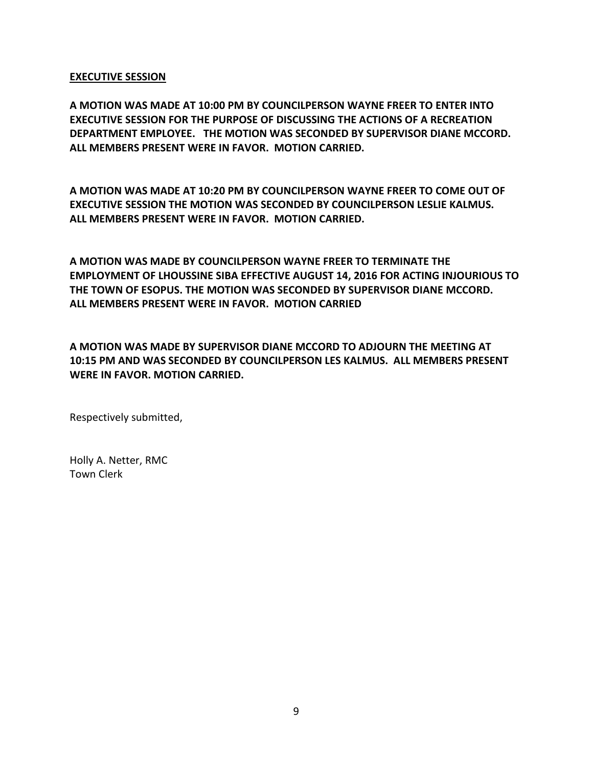**EXECUTIVE SESSION**

**A MOTION WAS MADE AT 10:00 PM BY COUNCILPERSON WAYNE FREER TO ENTER INTO EXECUTIVE SESSION FOR THE PURPOSE OF DISCUSSING THE ACTIONS OF A RECREATION DEPARTMENT EMPLOYEE. THE MOTION WAS SECONDED BY SUPERVISOR DIANE MCCORD. ALL MEMBERS PRESENT WERE IN FAVOR. MOTION CARRIED.**

**A MOTION WAS MADE AT 10:20 PM BY COUNCILPERSON WAYNE FREER TO COME OUT OF EXECUTIVE SESSION THE MOTION WAS SECONDED BY COUNCILPERSON LESLIE KALMUS. ALL MEMBERS PRESENT WERE IN FAVOR. MOTION CARRIED.**

**A MOTION WAS MADE BY COUNCILPERSON WAYNE FREER TO TERMINATE THE EMPLOYMENT OF LHOUSSINE SIBA EFFECTIVE AUGUST 14, 2016 FOR ACTING INJOURIOUS TO THE TOWN OF ESOPUS. THE MOTION WAS SECONDED BY SUPERVISOR DIANE MCCORD. ALL MEMBERS PRESENT WERE IN FAVOR. MOTION CARRIED**

**A MOTION WAS MADE BY SUPERVISOR DIANE MCCORD TO ADJOURN THE MEETING AT 10:15 PM AND WAS SECONDED BY COUNCILPERSON LES KALMUS. ALL MEMBERS PRESENT WERE IN FAVOR. MOTION CARRIED.**

Respectively submitted,

Holly A. Netter, RMC
Town Clerk